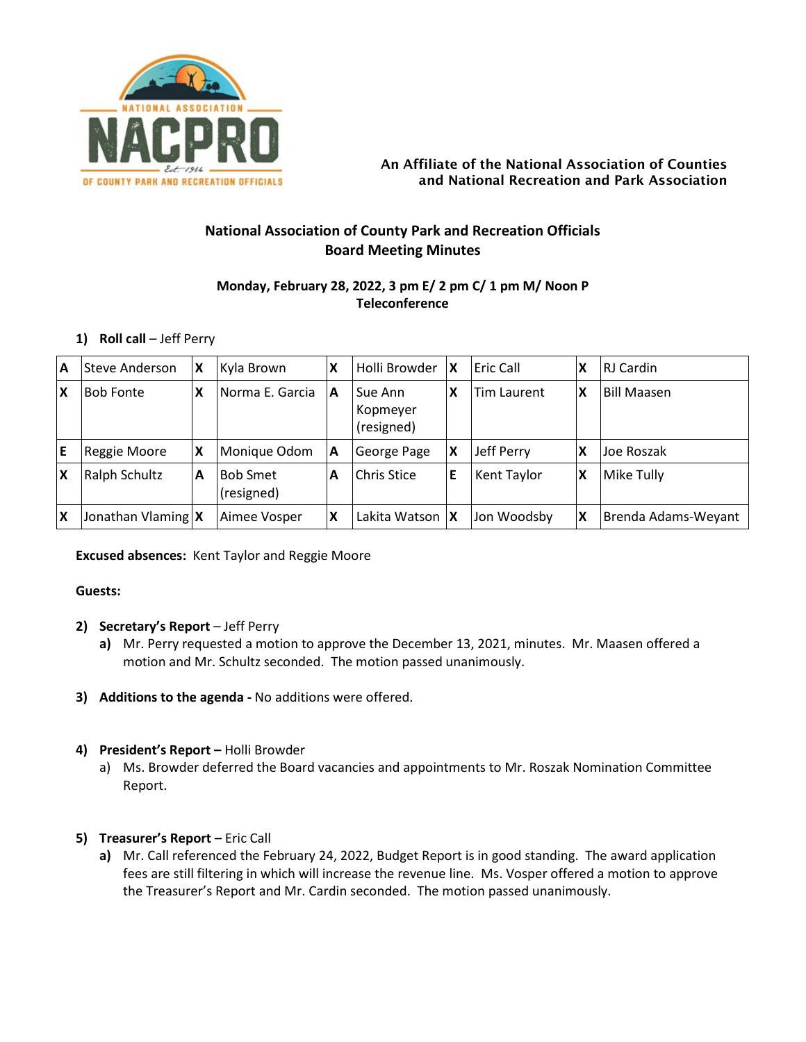An Affiliate of the National Association of Counties and National Recreation and Park Association

# National Association of County Park and Recreation Officials
## Board Meeting Minutes

**Monday, February 28, 2022, 3 pm E/ 2 pm C/ 1 pm M/ Noon P**
**Teleconference**

1) **Roll call** – Jeff Perry

| | | | | | | | | | |
|---|---|---|---|---|---|---|---|---|---|
| A | Steve Anderson | X | Kyla Brown | X | Holli Browder | X | Eric Call | X | RJ Cardin |
| X | Bob Fonte | X | Norma E. Garcia | A | Sue Ann Kopmeyer (resigned) | X | Tim Laurent | X | Bill Maasen |
| E | Reggie Moore | X | Monique Odom | A | George Page | X | Jeff Perry | X | Joe Roszak |
| X | Ralph Schultz | A | Bob Smet (resigned) | A | Chris Stice | E | Kent Taylor | X | Mike Tully |
| X | Jonathan Vlaming | X | Aimee Vosper | X | Lakita Watson | X | Jon Woodsby | X | Brenda Adams-Weyant |

**Excused absences:** Kent Taylor and Reggie Moore

**Guests:**

2) **Secretary's Report** – Jeff Perry
   a) Mr. Perry requested a motion to approve the December 13, 2021, minutes. Mr. Maasen offered a motion and Mr. Schultz seconded. The motion passed unanimously.

3) **Additions to the agenda -** No additions were offered.

4) **President's Report –** Holli Browder
   a) Ms. Browder deferred the Board vacancies and appointments to Mr. Roszak Nomination Committee Report.

5) **Treasurer's Report –** Eric Call
   a) Mr. Call referenced the February 24, 2022, Budget Report is in good standing. The award application fees are still filtering in which will increase the revenue line. Ms. Vosper offered a motion to approve the Treasurer's Report and Mr. Cardin seconded. The motion passed unanimously.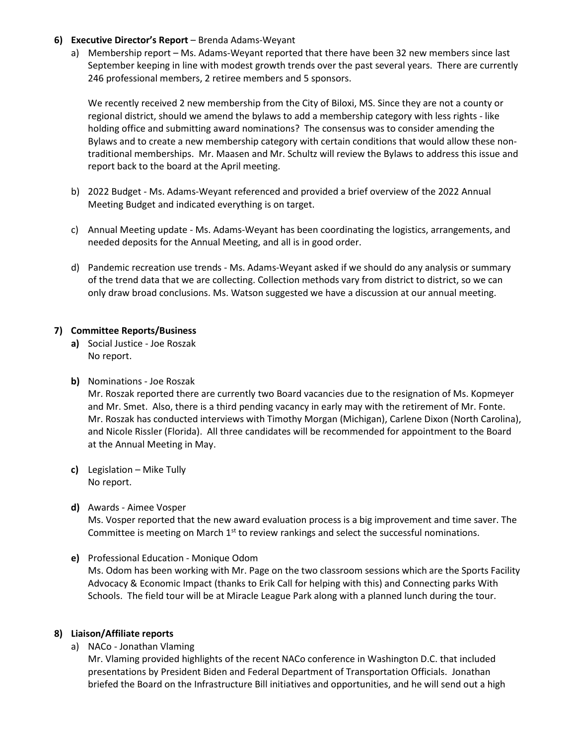6) **Executive Director's Report** – Brenda Adams-Weyant

   a) Membership report – Ms. Adams-Weyant reported that there have been 32 new members since last September keeping in line with modest growth trends over the past several years. There are currently 246 professional members, 2 retiree members and 5 sponsors.

      We recently received 2 new membership from the City of Biloxi, MS. Since they are not a county or regional district, should we amend the bylaws to add a membership category with less rights - like holding office and submitting award nominations? The consensus was to consider amending the Bylaws and to create a new membership category with certain conditions that would allow these non-traditional memberships. Mr. Maasen and Mr. Schultz will review the Bylaws to address this issue and report back to the board at the April meeting.

   b) 2022 Budget - Ms. Adams-Weyant referenced and provided a brief overview of the 2022 Annual Meeting Budget and indicated everything is on target.

   c) Annual Meeting update - Ms. Adams-Weyant has been coordinating the logistics, arrangements, and needed deposits for the Annual Meeting, and all is in good order.

   d) Pandemic recreation use trends - Ms. Adams-Weyant asked if we should do any analysis or summary of the trend data that we are collecting. Collection methods vary from district to district, so we can only draw broad conclusions. Ms. Watson suggested we have a discussion at our annual meeting.

7) **Committee Reports/Business**

   **a)** Social Justice - Joe Roszak
   No report.

   **b)** Nominations - Joe Roszak
   Mr. Roszak reported there are currently two Board vacancies due to the resignation of Ms. Kopmeyer and Mr. Smet. Also, there is a third pending vacancy in early may with the retirement of Mr. Fonte. Mr. Roszak has conducted interviews with Timothy Morgan (Michigan), Carlene Dixon (North Carolina), and Nicole Rissler (Florida). All three candidates will be recommended for appointment to the Board at the Annual Meeting in May.

   **c)** Legislation – Mike Tully
   No report.

   **d)** Awards - Aimee Vosper
   Ms. Vosper reported that the new award evaluation process is a big improvement and time saver. The Committee is meeting on March 1st to review rankings and select the successful nominations.

   **e)** Professional Education - Monique Odom
   Ms. Odom has been working with Mr. Page on the two classroom sessions which are the Sports Facility Advocacy & Economic Impact (thanks to Erik Call for helping with this) and Connecting parks With Schools. The field tour will be at Miracle League Park along with a planned lunch during the tour.

8) **Liaison/Affiliate reports**

   a) NACo - Jonathan Vlaming
   Mr. Vlaming provided highlights of the recent NACo conference in Washington D.C. that included presentations by President Biden and Federal Department of Transportation Officials. Jonathan briefed the Board on the Infrastructure Bill initiatives and opportunities, and he will send out a high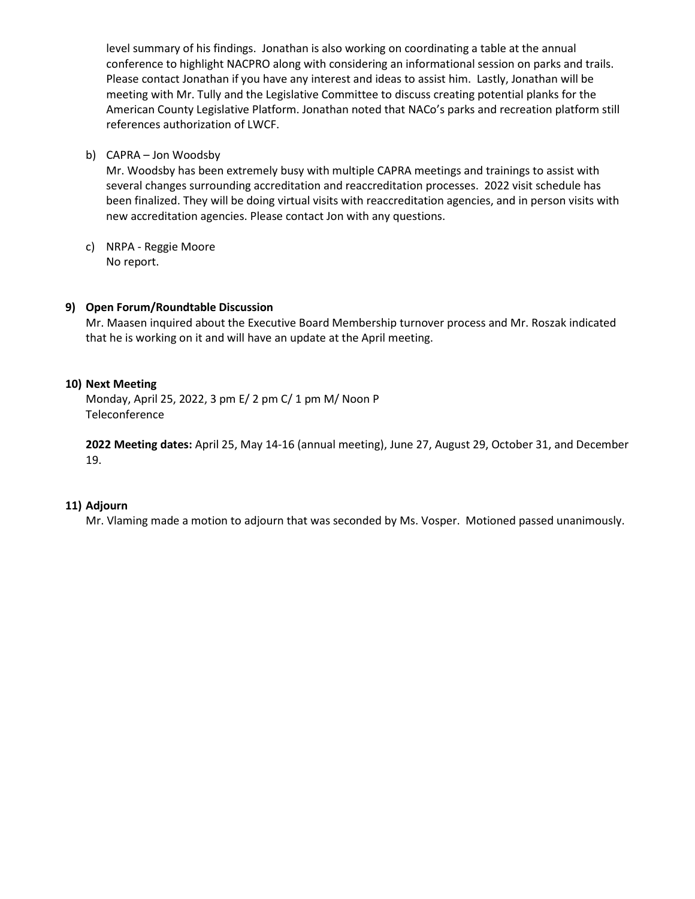level summary of his findings. Jonathan is also working on coordinating a table at the annual conference to highlight NACPRO along with considering an informational session on parks and trails. Please contact Jonathan if you have any interest and ideas to assist him. Lastly, Jonathan will be meeting with Mr. Tully and the Legislative Committee to discuss creating potential planks for the American County Legislative Platform. Jonathan noted that NACo's parks and recreation platform still references authorization of LWCF.

b) CAPRA – Jon Woodsby
   Mr. Woodsby has been extremely busy with multiple CAPRA meetings and trainings to assist with several changes surrounding accreditation and reaccreditation processes. 2022 visit schedule has been finalized. They will be doing virtual visits with reaccreditation agencies, and in person visits with new accreditation agencies. Please contact Jon with any questions.

c) NRPA - Reggie Moore
   No report.

**9) Open Forum/Roundtable Discussion**

Mr. Maasen inquired about the Executive Board Membership turnover process and Mr. Roszak indicated that he is working on it and will have an update at the April meeting.

**10) Next Meeting**

Monday, April 25, 2022, 3 pm E/ 2 pm C/ 1 pm M/ Noon P
Teleconference

**2022 Meeting dates:** April 25, May 14-16 (annual meeting), June 27, August 29, October 31, and December 19.

**11) Adjourn**

Mr. Vlaming made a motion to adjourn that was seconded by Ms. Vosper. Motioned passed unanimously.